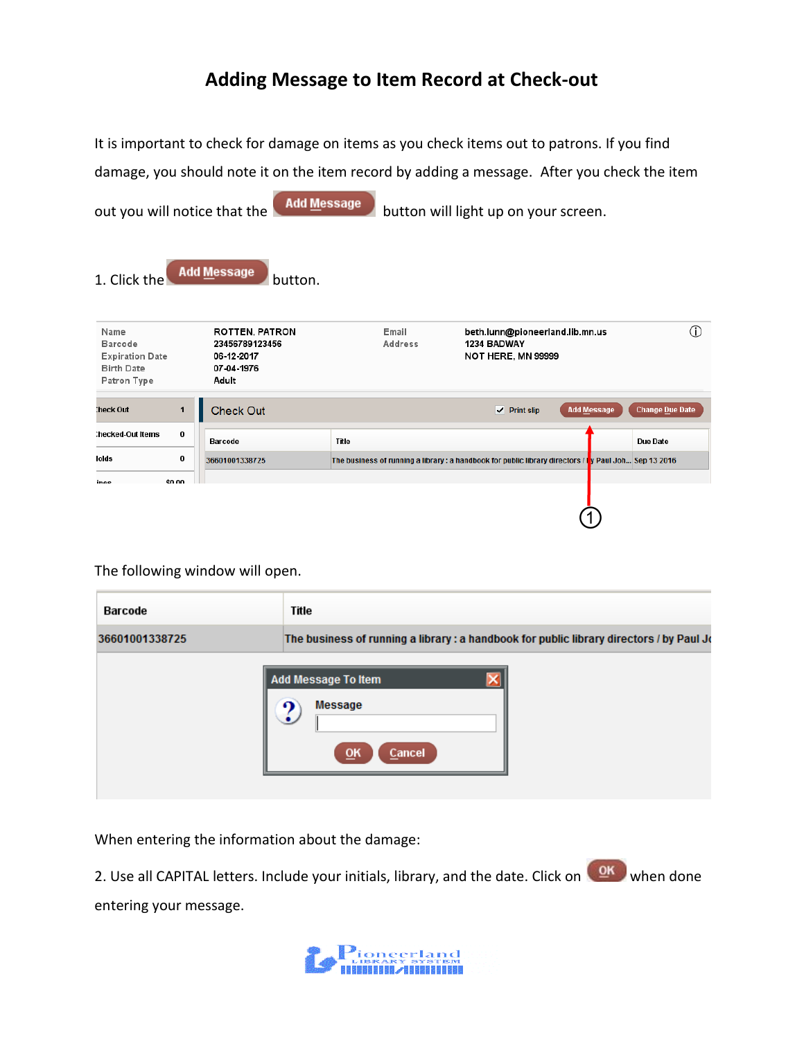# Adding Message to Item Record at Check-out

It is important to check for damage on items as you check items out to patrons. If you find damage, you should note it on the item record by adding a message. After you check the item out you will notice that the **Add Message** button will light up on your screen.

1. Click the **Add Message** button.

The following window will open.

When entering the information about the damage:

2. Use all CAPITAL letters. Include your initials, library, and the date. Click on **OK** when done entering your message.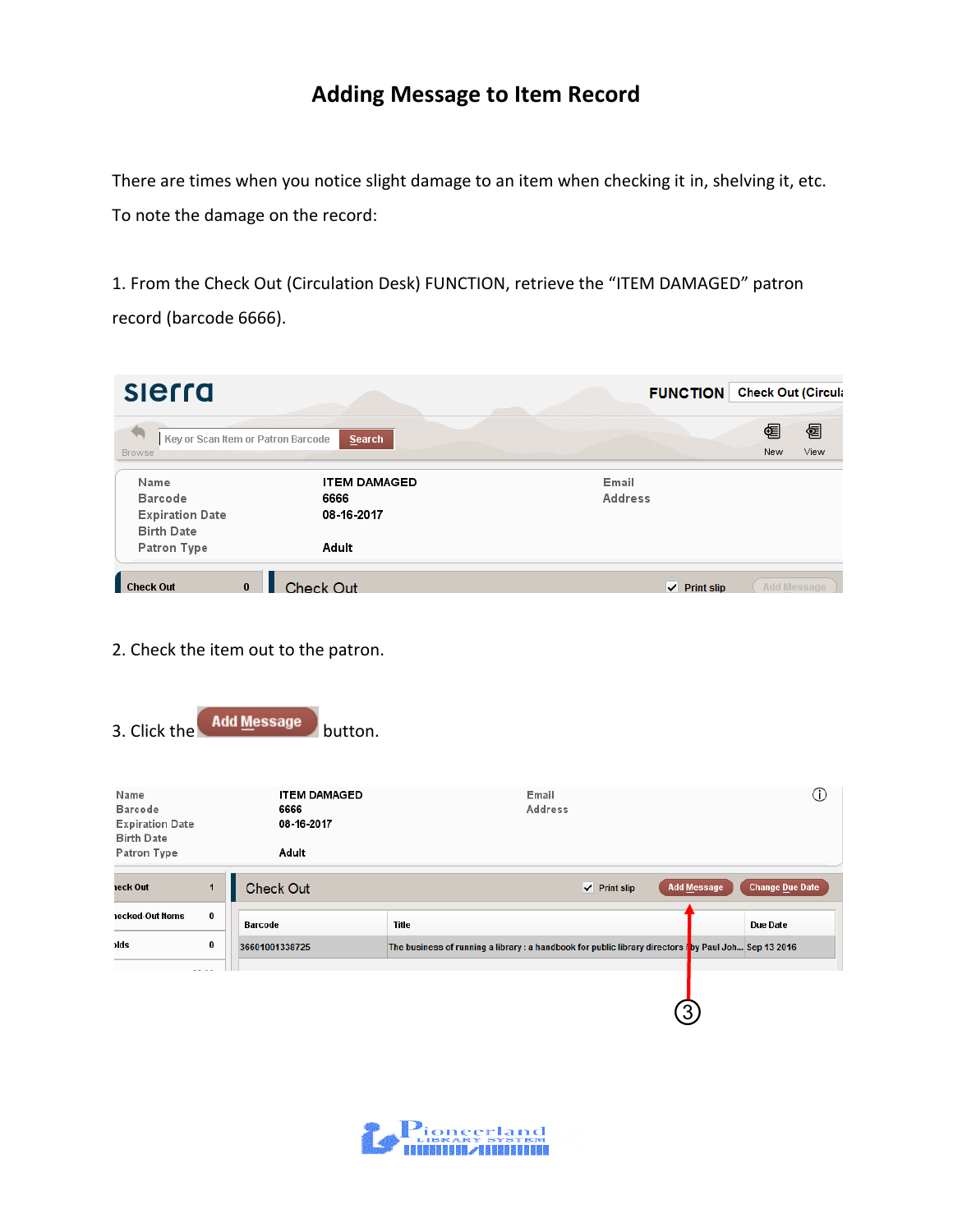# Adding Message to Item Record

There are times when you notice slight damage to an item when checking it in, shelving it, etc. To note the damage on the record:

1. From the Check Out (Circulation Desk) FUNCTION, retrieve the "ITEM DAMAGED" patron record (barcode 6666).

2. Check the item out to the patron.

3. Click the **Add Message** button.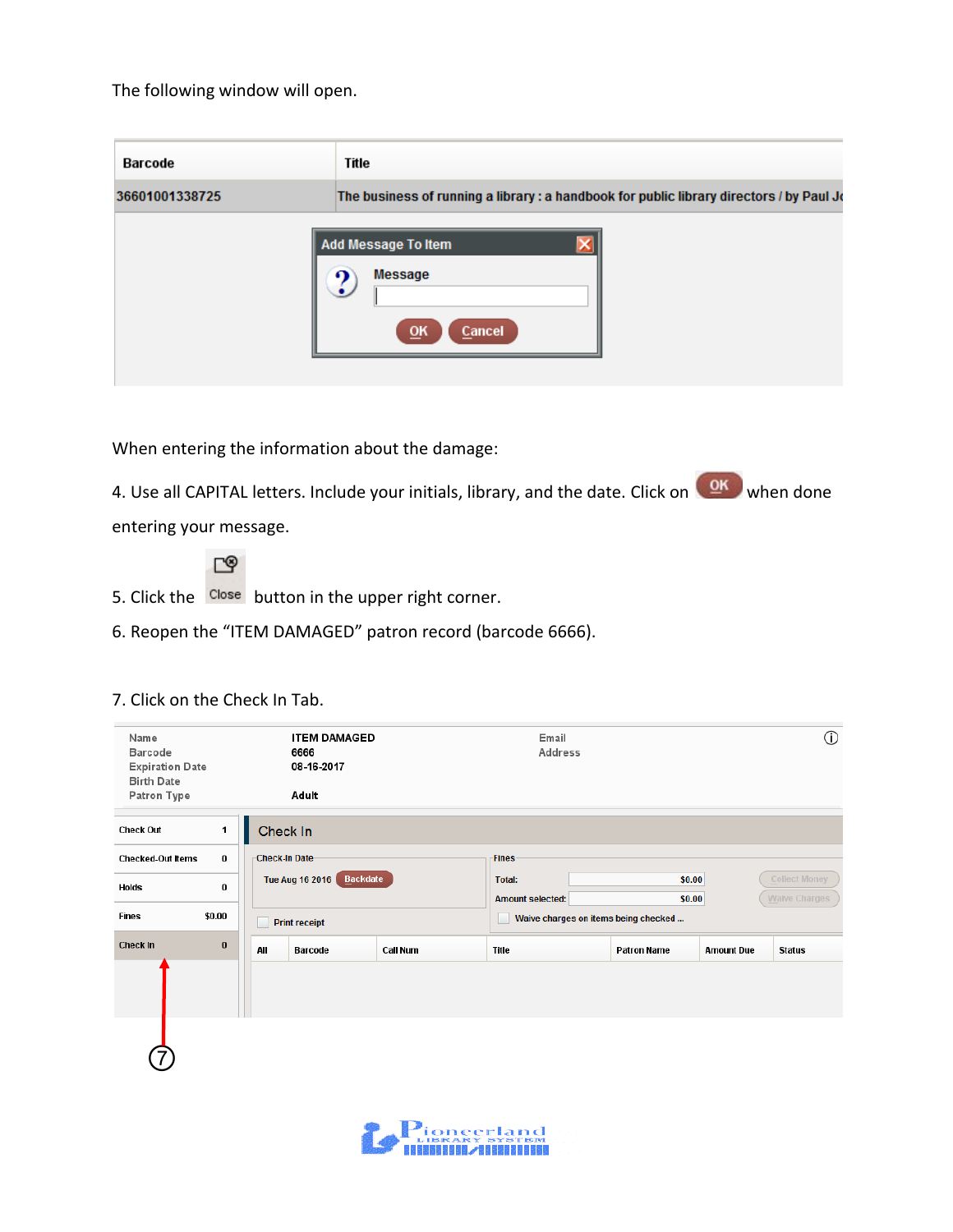The following window will open.

When entering the information about the damage:

4. Use all CAPITAL letters. Include your initials, library, and the date. Click on OK when done entering your message.

5. Click the Close button in the upper right corner.

6. Reopen the "ITEM DAMAGED" patron record (barcode 6666).

7. Click on the Check In Tab.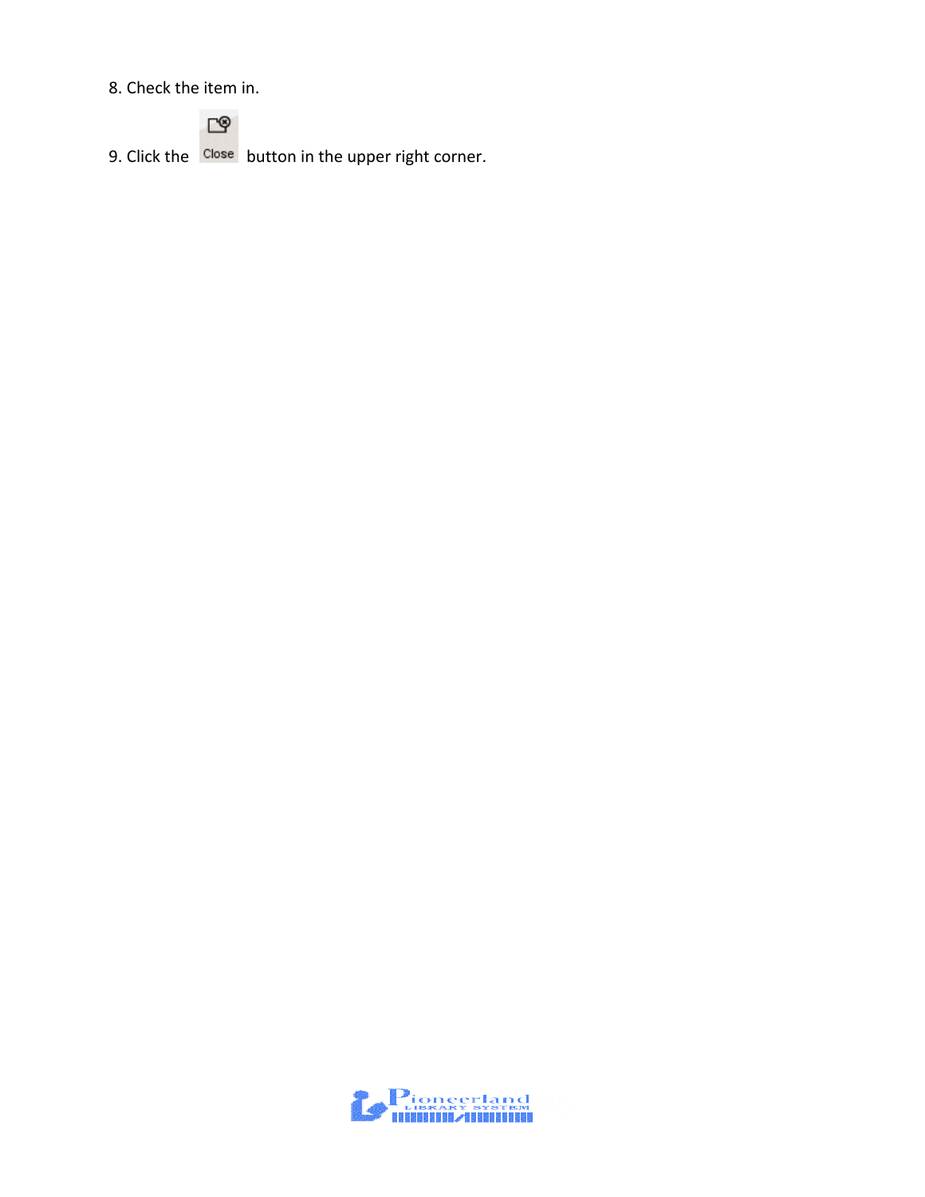8. Check the item in.

9. Click the Close button in the upper right corner.